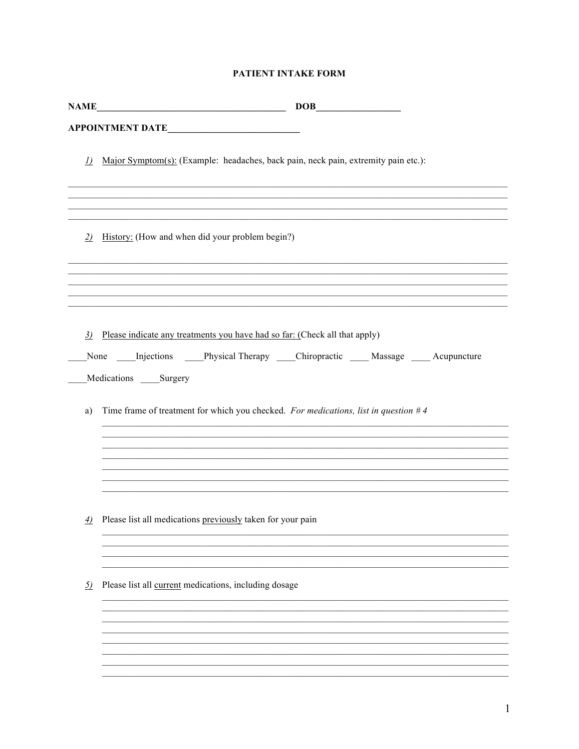# PATIENT INTAKE FORM

**NAME**______________________________________ **DOB**_________________

**APPOINTMENT DATE**___________________________

1) Major Symptom(s): (Example: headaches, back pain, neck pain, extremity pain etc.):

________________________________________________________________________________
________________________________________________________________________________
________________________________________________________________________________
________________________________________________________________________________

2) History: (How and when did your problem begin?)

________________________________________________________________________________
________________________________________________________________________________
________________________________________________________________________________
________________________________________________________________________________
________________________________________________________________________________

3) Please indicate any treatments you have had so far: (Check all that apply)

____None ____Injections ____Physical Therapy ____Chiropractic ____ Massage ____ Acupuncture

____Medications ____Surgery

a) Time frame of treatment for which you checked. *For medications, list in question # 4*

________________________________________________________________________________
________________________________________________________________________________
________________________________________________________________________________
________________________________________________________________________________
________________________________________________________________________________
________________________________________________________________________________
________________________________________________________________________________

4) Please list all medications previously taken for your pain

________________________________________________________________________________
________________________________________________________________________________
________________________________________________________________________________
________________________________________________________________________________

5) Please list all current medications, including dosage

________________________________________________________________________________
________________________________________________________________________________
________________________________________________________________________________
________________________________________________________________________________
________________________________________________________________________________
________________________________________________________________________________
________________________________________________________________________________
________________________________________________________________________________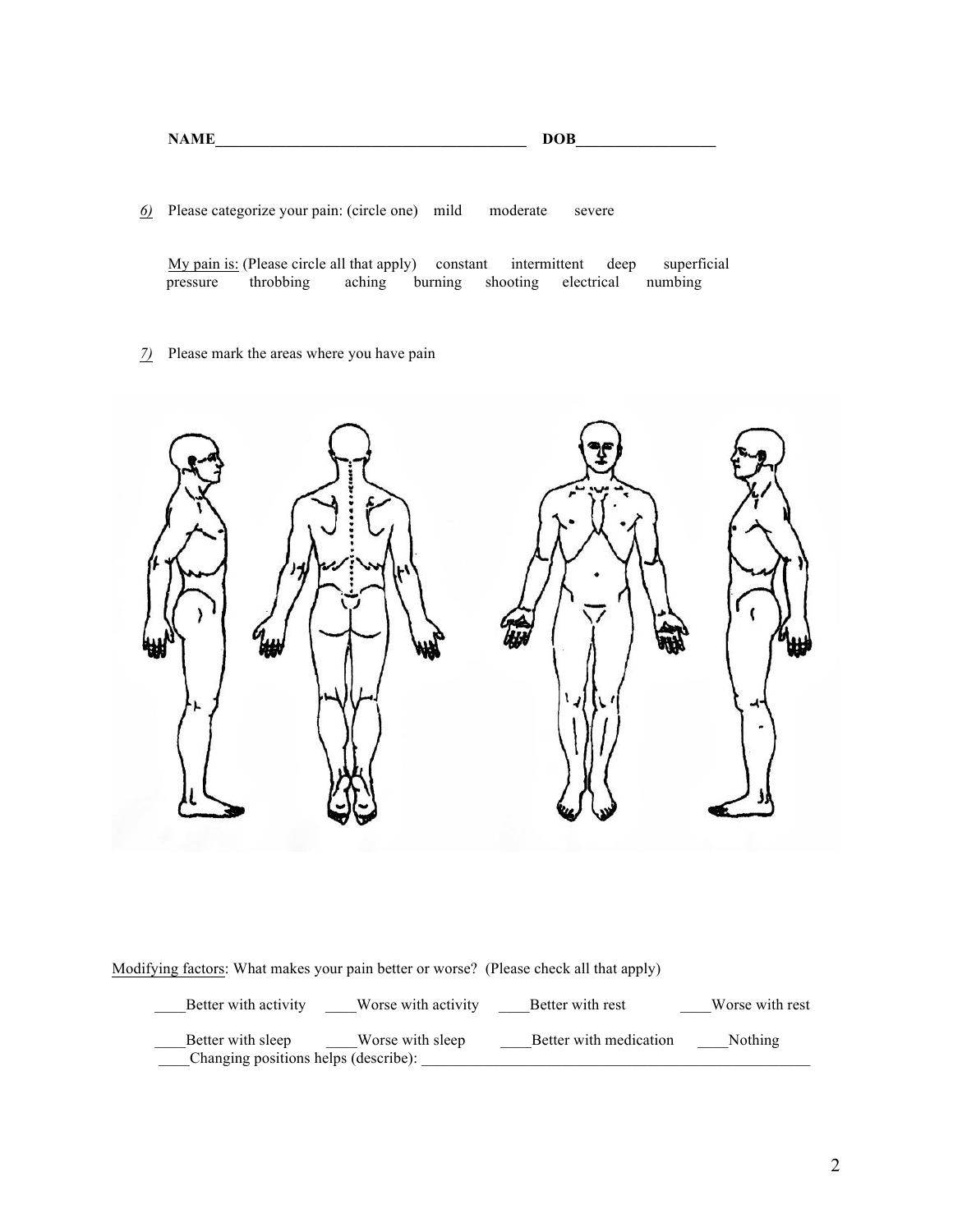NAME________________________________________ DOB__________________

*6)* Please categorize your pain: (circle one) mild moderate severe

<u>My pain is:</u> (Please circle all that apply) constant intermittent deep superficial pressure throbbing aching burning shooting electrical numbing

*7)* Please mark the areas where you have pain

<u>Modifying factors</u>: What makes your pain better or worse? (Please check all that apply)

____Better with activity ____Worse with activity ____Better with rest ____Worse with rest

____Better with sleep ____Worse with sleep ____Better with medication ____Nothing

____Changing positions helps (describe): ____________________________________________________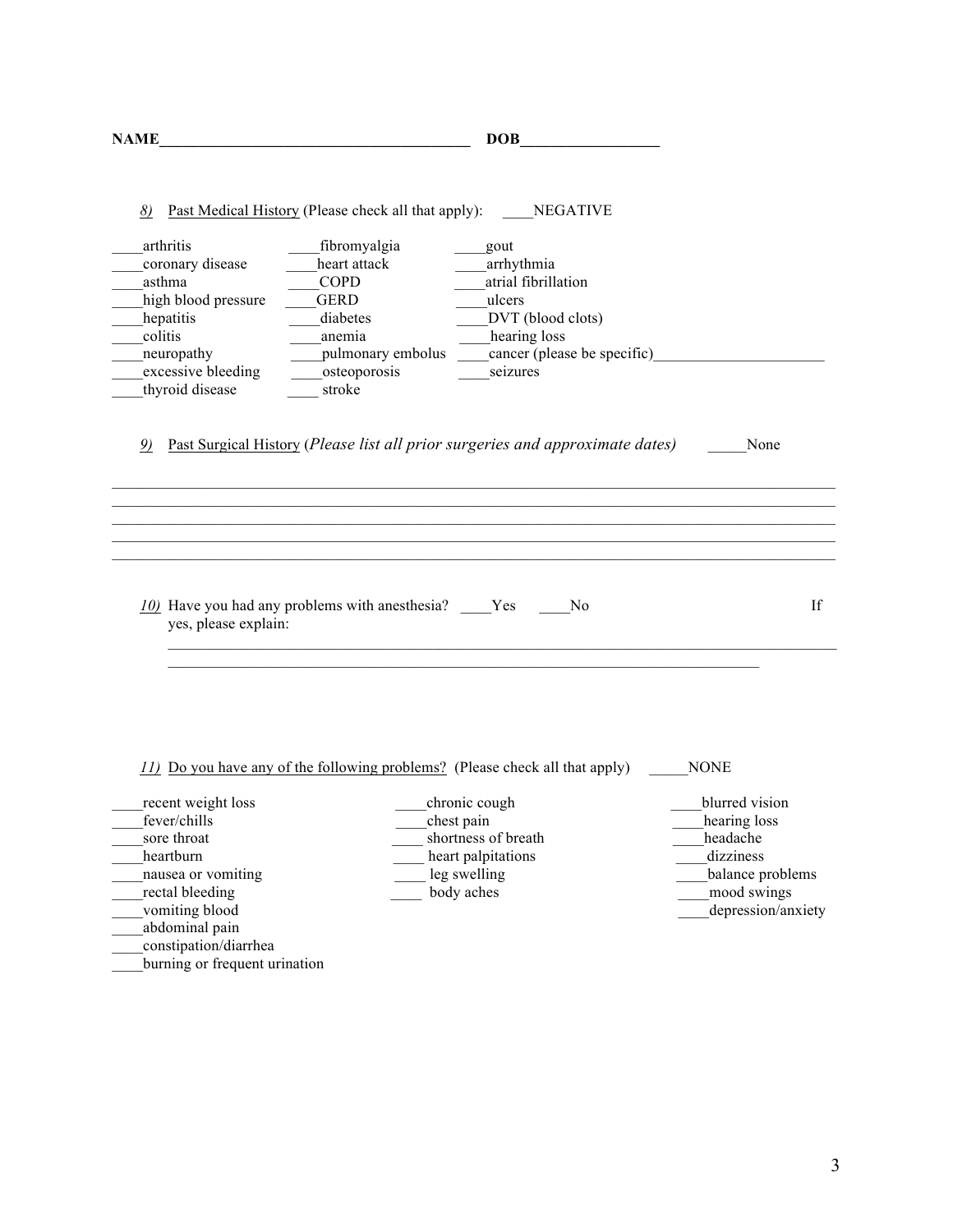**NAME________________________________________ DOB__________________**

*8)* Past Medical History (Please check all that apply): ____NEGATIVE

____arthritis ____fibromyalgia ____gout
____coronary disease ____heart attack ____arrhythmia
____asthma ____COPD ____atrial fibrillation
____high blood pressure ____GERD ____ulcers
____hepatitis ____diabetes ____DVT (blood clots)
____colitis ____anemia ____hearing loss
____neuropathy ____pulmonary embolus ____cancer (please be specific)______________________
____excessive bleeding ____osteoporosis ____seizures
____thyroid disease ____ stroke

*9)* Past Surgical History (*Please list all prior surgeries and approximate dates*) _____None

______________________________________________________________________________________
______________________________________________________________________________________
______________________________________________________________________________________
______________________________________________________________________________________
______________________________________________________________________________________

*10)* Have you had any problems with anesthesia? ____Yes ____No If yes, please explain:

______________________________________________________________________________________
__________________________________________________________________________

*11)* Do you have any of the following problems? (Please check all that apply) _____NONE

____recent weight loss ____chronic cough ____blurred vision
____fever/chills ____chest pain ____hearing loss
____sore throat ____ shortness of breath ____headache
____heartburn ____ heart palpitations ____dizziness
____nausea or vomiting ____ leg swelling ____balance problems
____rectal bleeding ____ body aches ____mood swings
____vomiting blood ____depression/anxiety
____abdominal pain
____constipation/diarrhea
____burning or frequent urination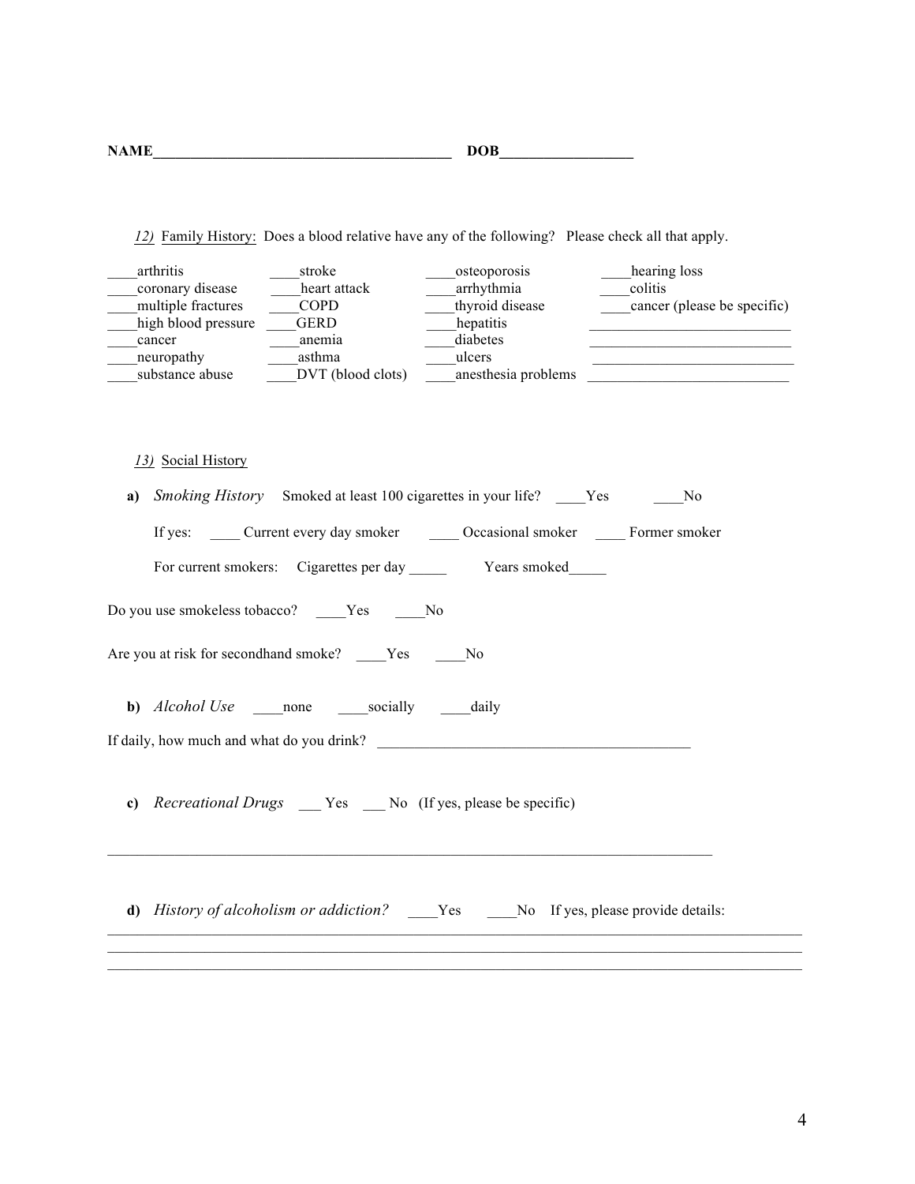**NAME**________________________________________ **DOB**__________________

*12)* Family History: Does a blood relative have any of the following? Please check all that apply.

| | | | |
|---|---|---|---|
| ____arthritis | ____stroke | ____osteoporosis | ____hearing loss |
| ____coronary disease | ____heart attack | ____arrhythmia | ____colitis |
| ____multiple fractures | ____COPD | ____thyroid disease | ____cancer (please be specific) |
| ____high blood pressure | ____GERD | ____hepatitis | ___________________________ |
| ____cancer | ____anemia | ____diabetes | ___________________________ |
| ____neuropathy | ____asthma | ____ulcers | ___________________________ |
| ____substance abuse | ____DVT (blood clots) | ____anesthesia problems | ___________________________ |

*13)* Social History

**a)** *Smoking History* Smoked at least 100 cigarettes in your life? ____Yes ____No

If yes: ____ Current every day smoker ____ Occasional smoker ____ Former smoker

For current smokers: Cigarettes per day _____ Years smoked_____

Do you use smokeless tobacco? ____Yes ____No

Are you at risk for secondhand smoke? ____Yes ____No

**b)** *Alcohol Use* ____none ____socially ____daily

If daily, how much and what do you drink? ___________________________________________

**c)** *Recreational Drugs* ___ Yes ___ No (If yes, please be specific)

_________________________________________________________________________________

**d)** *History of alcoholism or addiction?* ____Yes ____No If yes, please provide details:

_________________________________________________________________________________
_________________________________________________________________________________
_________________________________________________________________________________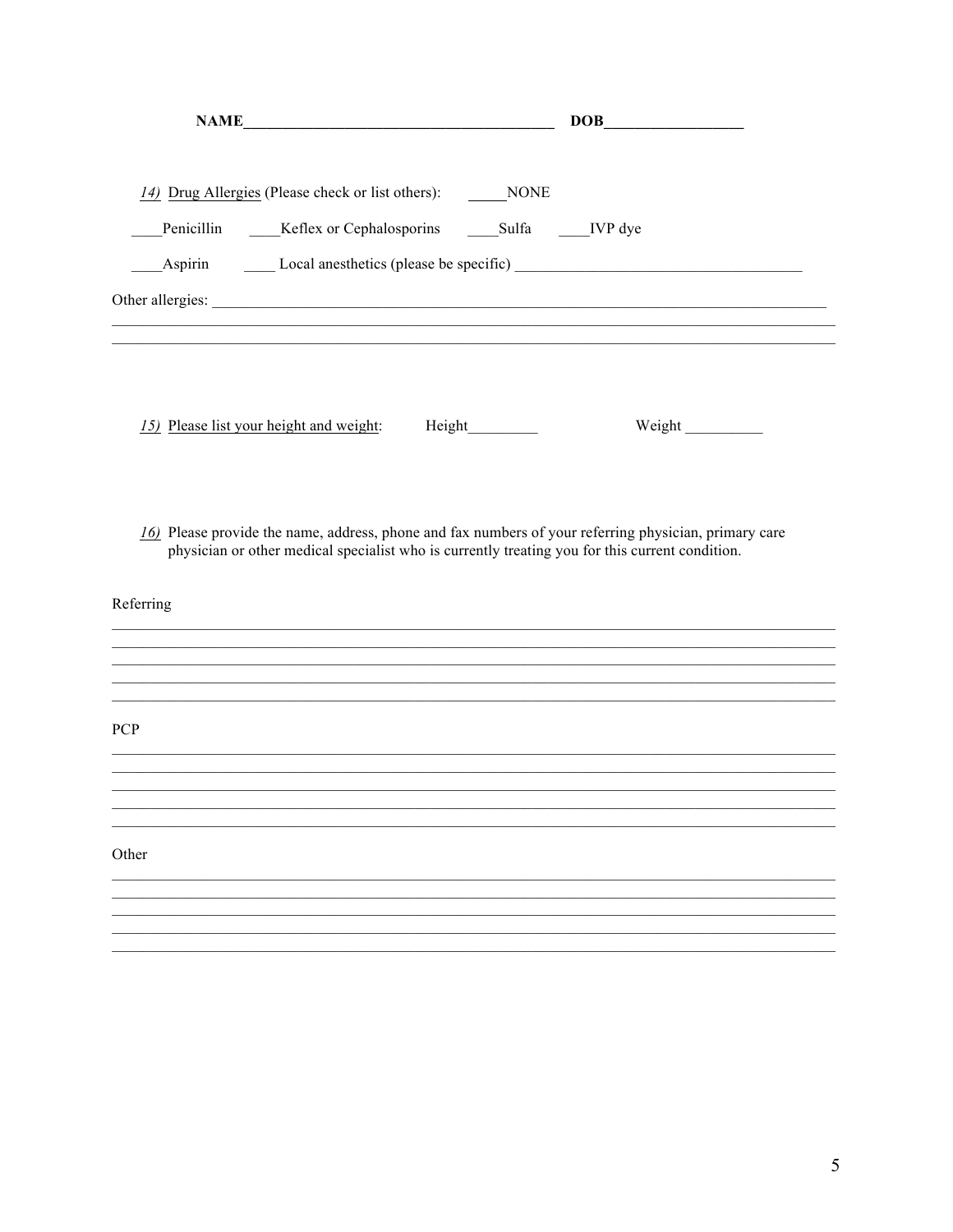**NAME**________________________________________ **DOB**__________________

*14)* Drug Allergies (Please check or list others): _____NONE

____Penicillin ____Keflex or Cephalosporins ____Sulfa ____IVP dye

____Aspirin ____ Local anesthetics (please be specific) ____________________________________

Other allergies: ___________________________________________________________________________

______________________________________________________________________________________

______________________________________________________________________________________

*15)* Please list your height and weight: Height_________ Weight __________

*16)* Please provide the name, address, phone and fax numbers of your referring physician, primary care physician or other medical specialist who is currently treating you for this current condition.

Referring

______________________________________________________________________________________

______________________________________________________________________________________

______________________________________________________________________________________

______________________________________________________________________________________

______________________________________________________________________________________

PCP

______________________________________________________________________________________

______________________________________________________________________________________

______________________________________________________________________________________

______________________________________________________________________________________

______________________________________________________________________________________

Other

______________________________________________________________________________________

______________________________________________________________________________________

______________________________________________________________________________________

______________________________________________________________________________________

______________________________________________________________________________________